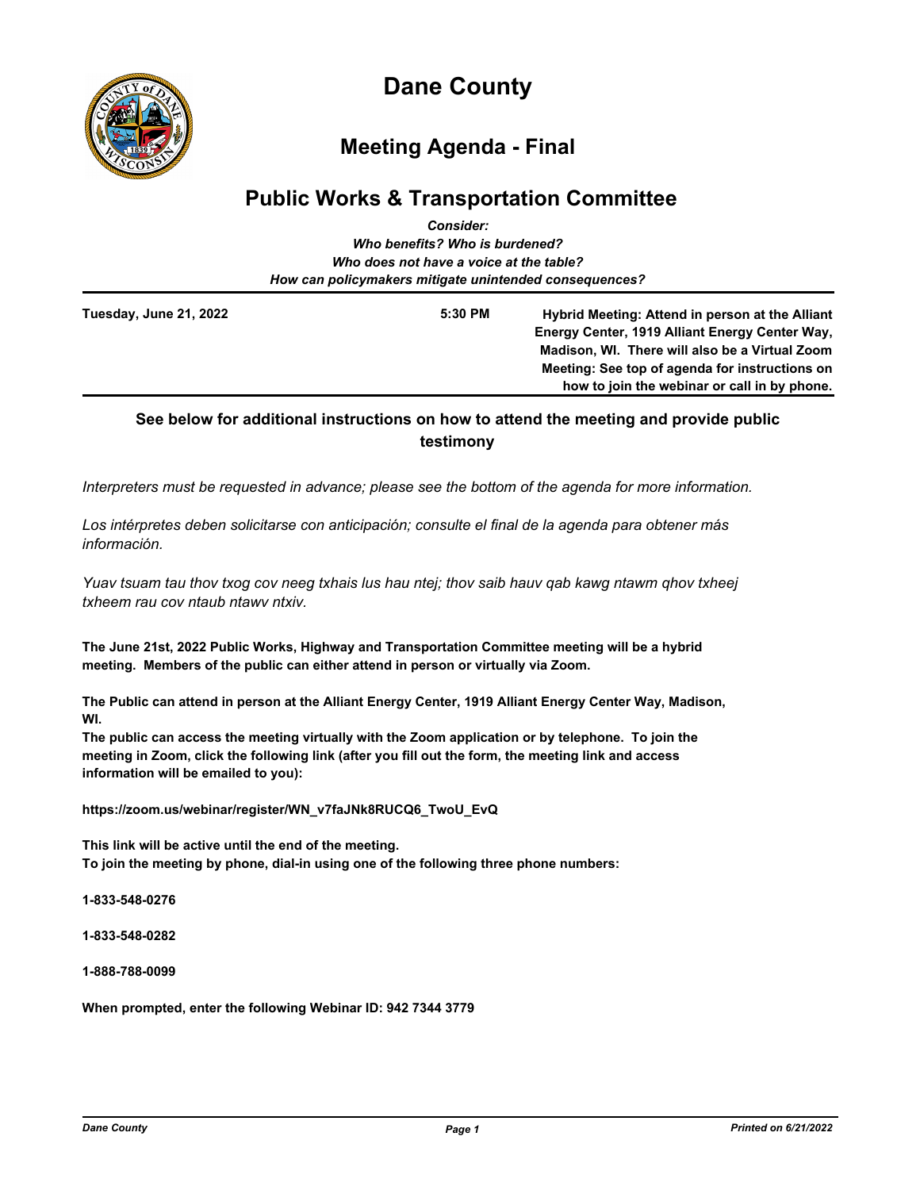# Dane County

## Meeting Agenda - Final

## Public Works & Transportation Committee

*Consider:*
*Who benefits? Who is burdened?*
*Who does not have a voice at the table?*
*How can policymakers mitigate unintended consequences?*

**Tuesday, June 21, 2022** **5:30 PM** **Hybrid Meeting: Attend in person at the Alliant Energy Center, 1919 Alliant Energy Center Way, Madison, WI. There will also be a Virtual Zoom Meeting: See top of agenda for instructions on how to join the webinar or call in by phone.**

### See below for additional instructions on how to attend the meeting and provide public testimony

*Interpreters must be requested in advance; please see the bottom of the agenda for more information.*

*Los intérpretes deben solicitarse con anticipación; consulte el final de la agenda para obtener más información.*

*Yuav tsuam tau thov txog cov neeg txhais lus hau ntej; thov saib hauv qab kawg ntawm qhov txheej txheem rau cov ntaub ntawv ntxiv.*

**The June 21st, 2022 Public Works, Highway and Transportation Committee meeting will be a hybrid meeting. Members of the public can either attend in person or virtually via Zoom.**

**The Public can attend in person at the Alliant Energy Center, 1919 Alliant Energy Center Way, Madison, WI.**

**The public can access the meeting virtually with the Zoom application or by telephone. To join the meeting in Zoom, click the following link (after you fill out the form, the meeting link and access information will be emailed to you):**

**https://zoom.us/webinar/register/WN_v7faJNk8RUCQ6_TwoU_EvQ**

**This link will be active until the end of the meeting.**
**To join the meeting by phone, dial-in using one of the following three phone numbers:**

**1-833-548-0276**

**1-833-548-0282**

**1-888-788-0099**

**When prompted, enter the following Webinar ID: 942 7344 3779**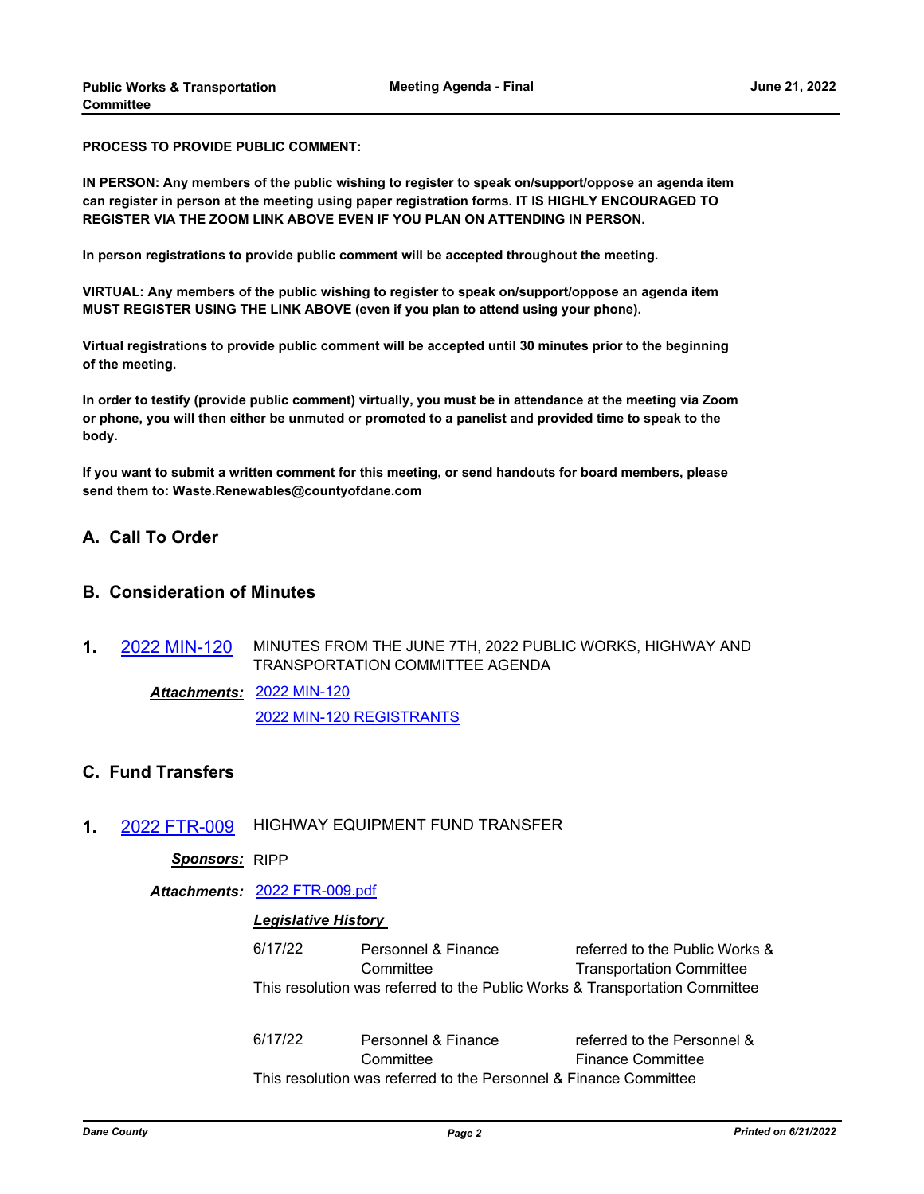**PROCESS TO PROVIDE PUBLIC COMMENT:**

**IN PERSON: Any members of the public wishing to register to speak on/support/oppose an agenda item can register in person at the meeting using paper registration forms. IT IS HIGHLY ENCOURAGED TO REGISTER VIA THE ZOOM LINK ABOVE EVEN IF YOU PLAN ON ATTENDING IN PERSON.**

**In person registrations to provide public comment will be accepted throughout the meeting.**

**VIRTUAL: Any members of the public wishing to register to speak on/support/oppose an agenda item MUST REGISTER USING THE LINK ABOVE (even if you plan to attend using your phone).**

**Virtual registrations to provide public comment will be accepted until 30 minutes prior to the beginning of the meeting.**

**In order to testify (provide public comment) virtually, you must be in attendance at the meeting via Zoom or phone, you will then either be unmuted or promoted to a panelist and provided time to speak to the body.**

**If you want to submit a written comment for this meeting, or send handouts for board members, please send them to: Waste.Renewables@countyofdane.com**

## A. Call To Order

## B. Consideration of Minutes

**1.** 2022 MIN-120 MINUTES FROM THE JUNE 7TH, 2022 PUBLIC WORKS, HIGHWAY AND TRANSPORTATION COMMITTEE AGENDA

***Attachments:*** 2022 MIN-120
2022 MIN-120 REGISTRANTS

## C. Fund Transfers

**1.** 2022 FTR-009 HIGHWAY EQUIPMENT FUND TRANSFER

***Sponsors:*** RIPP

***Attachments:*** 2022 FTR-009.pdf

***Legislative History***

| | | |
|---|---|---|
| 6/17/22 | Personnel & Finance Committee | referred to the Public Works & Transportation Committee |

This resolution was referred to the Public Works & Transportation Committee

| | | |
|---|---|---|
| 6/17/22 | Personnel & Finance Committee | referred to the Personnel & Finance Committee |

This resolution was referred to the Personnel & Finance Committee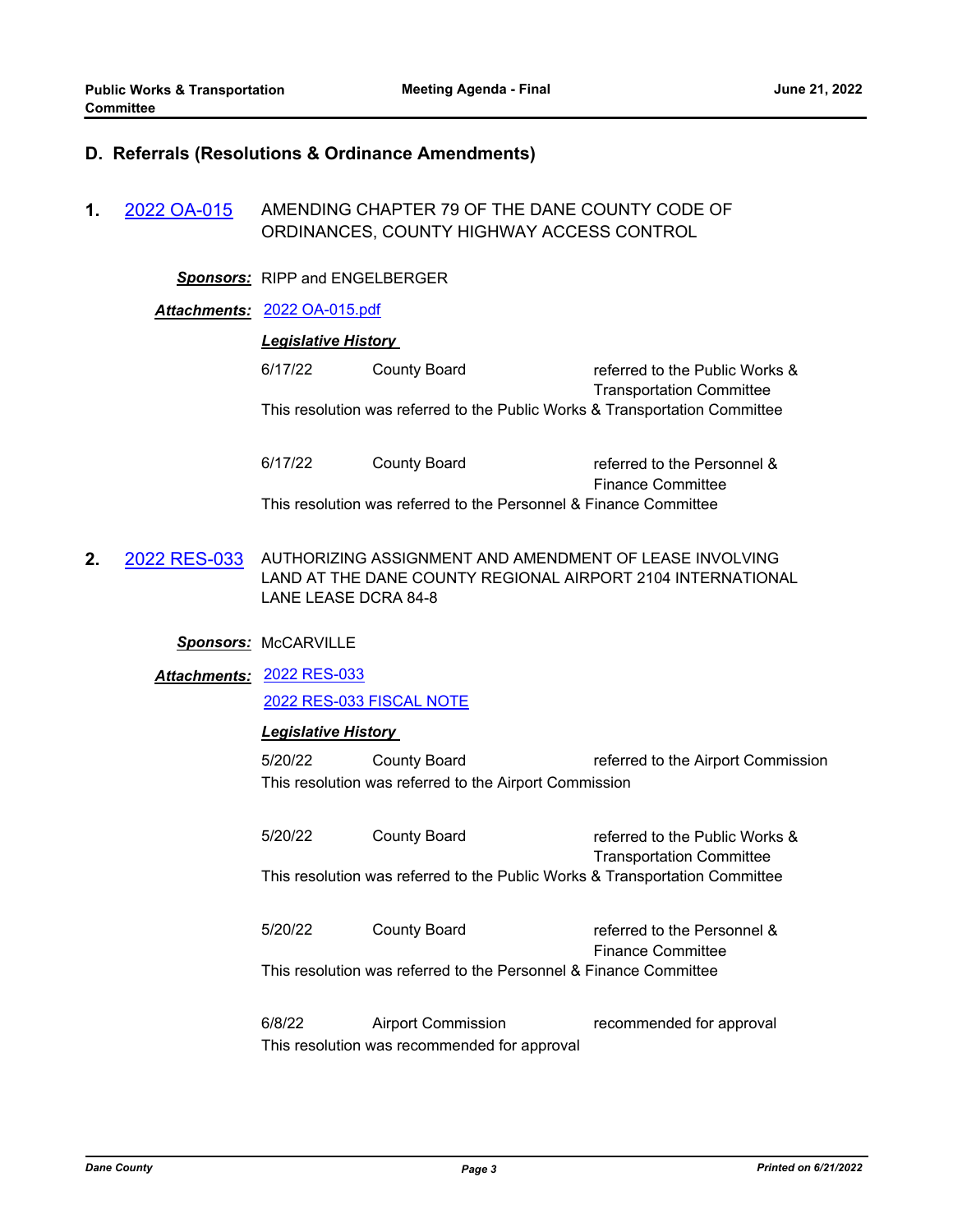## D. Referrals (Resolutions & Ordinance Amendments)

**1.** [2022 OA-015](2022 OA-015) AMENDING CHAPTER 79 OF THE DANE COUNTY CODE OF ORDINANCES, COUNTY HIGHWAY ACCESS CONTROL

***Sponsors:*** RIPP and ENGELBERGER

***Attachments:*** 2022 OA-015.pdf

***Legislative History***

| | | |
|---|---|---|
| 6/17/22 | County Board | referred to the Public Works & Transportation Committee |

This resolution was referred to the Public Works & Transportation Committee

| | | |
|---|---|---|
| 6/17/22 | County Board | referred to the Personnel & Finance Committee |

This resolution was referred to the Personnel & Finance Committee

**2.** 2022 RES-033 AUTHORIZING ASSIGNMENT AND AMENDMENT OF LEASE INVOLVING LAND AT THE DANE COUNTY REGIONAL AIRPORT 2104 INTERNATIONAL LANE LEASE DCRA 84-8

***Sponsors:*** McCARVILLE

***Attachments:*** 2022 RES-033
2022 RES-033 FISCAL NOTE

***Legislative History***

| | | |
|---|---|---|
| 5/20/22 | County Board | referred to the Airport Commission |

This resolution was referred to the Airport Commission

| | | |
|---|---|---|
| 5/20/22 | County Board | referred to the Public Works & Transportation Committee |

This resolution was referred to the Public Works & Transportation Committee

| | | |
|---|---|---|
| 5/20/22 | County Board | referred to the Personnel & Finance Committee |

This resolution was referred to the Personnel & Finance Committee

| | | |
|---|---|---|
| 6/8/22 | Airport Commission | recommended for approval |

This resolution was recommended for approval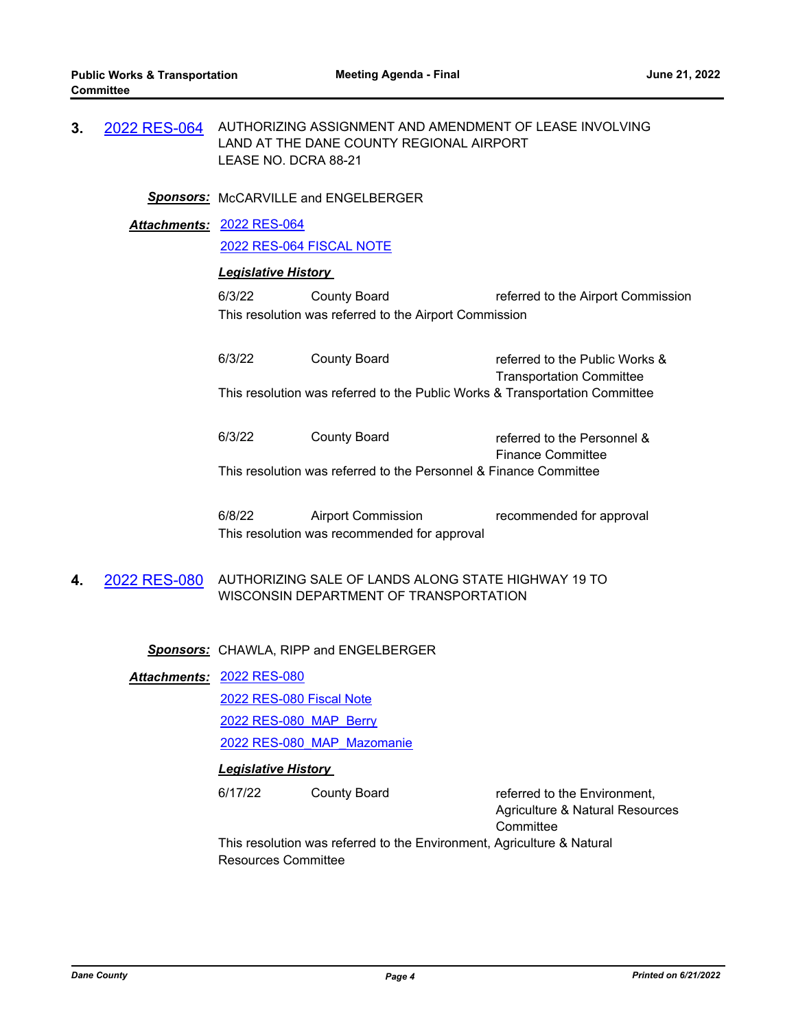**3.** [2022 RES-064] AUTHORIZING ASSIGNMENT AND AMENDMENT OF LEASE INVOLVING LAND AT THE DANE COUNTY REGIONAL AIRPORT
LEASE NO. DCRA 88-21

***Sponsors:*** McCARVILLE and ENGELBERGER

***Attachments:*** 2022 RES-064
2022 RES-064 FISCAL NOTE

***Legislative History***

| Date | Body | Action |
| --- | --- | --- |
| 6/3/22 | County Board | referred to the Airport Commission |

This resolution was referred to the Airport Commission

| Date | Body | Action |
| --- | --- | --- |
| 6/3/22 | County Board | referred to the Public Works & Transportation Committee |

This resolution was referred to the Public Works & Transportation Committee

| Date | Body | Action |
| --- | --- | --- |
| 6/3/22 | County Board | referred to the Personnel & Finance Committee |

This resolution was referred to the Personnel & Finance Committee

| Date | Body | Action |
| --- | --- | --- |
| 6/8/22 | Airport Commission | recommended for approval |

This resolution was recommended for approval

**4.** [2022 RES-080] AUTHORIZING SALE OF LANDS ALONG STATE HIGHWAY 19 TO WISCONSIN DEPARTMENT OF TRANSPORTATION

***Sponsors:*** CHAWLA, RIPP and ENGELBERGER

***Attachments:*** 2022 RES-080
2022 RES-080 Fiscal Note
2022 RES-080_MAP_Berry
2022 RES-080_MAP_Mazomanie

***Legislative History***

| Date | Body | Action |
| --- | --- | --- |
| 6/17/22 | County Board | referred to the Environment, Agriculture & Natural Resources Committee |

This resolution was referred to the Environment, Agriculture & Natural Resources Committee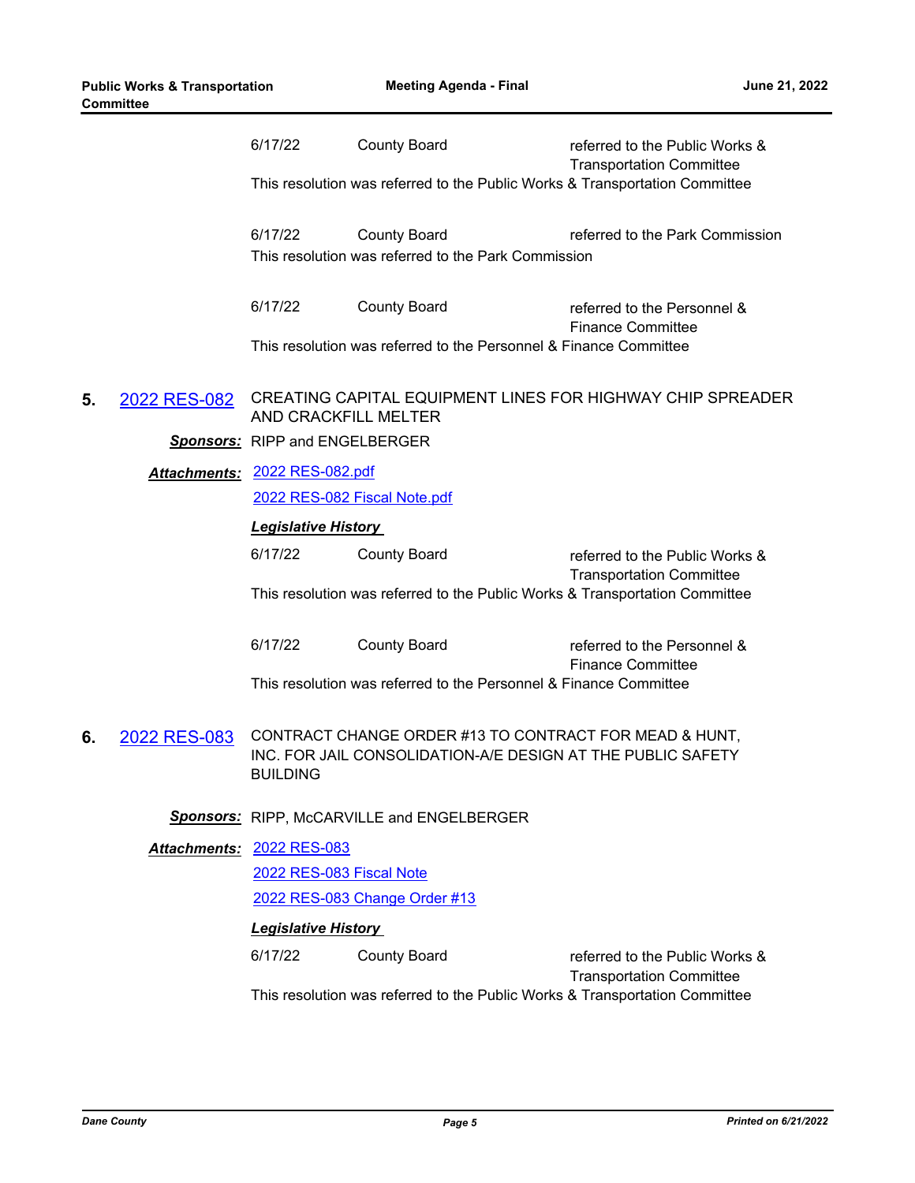6/17/22 County Board referred to the Public Works & Transportation Committee

This resolution was referred to the Public Works & Transportation Committee

6/17/22 County Board referred to the Park Commission

This resolution was referred to the Park Commission

6/17/22 County Board referred to the Personnel & Finance Committee

This resolution was referred to the Personnel & Finance Committee

**5.** [2022 RES-082]() CREATING CAPITAL EQUIPMENT LINES FOR HIGHWAY CHIP SPREADER AND CRACKFILL MELTER

***Sponsors:*** RIPP and ENGELBERGER

***Attachments:*** [2022 RES-082.pdf]()

[2022 RES-082 Fiscal Note.pdf]()

***Legislative History***

6/17/22 County Board referred to the Public Works & Transportation Committee

This resolution was referred to the Public Works & Transportation Committee

6/17/22 County Board referred to the Personnel & Finance Committee

This resolution was referred to the Personnel & Finance Committee

**6.** [2022 RES-083]() CONTRACT CHANGE ORDER #13 TO CONTRACT FOR MEAD & HUNT, INC. FOR JAIL CONSOLIDATION-A/E DESIGN AT THE PUBLIC SAFETY BUILDING

***Sponsors:*** RIPP, McCARVILLE and ENGELBERGER

***Attachments:*** [2022 RES-083]()

[2022 RES-083 Fiscal Note]()

[2022 RES-083 Change Order #13]()

***Legislative History***

6/17/22 County Board referred to the Public Works & Transportation Committee

This resolution was referred to the Public Works & Transportation Committee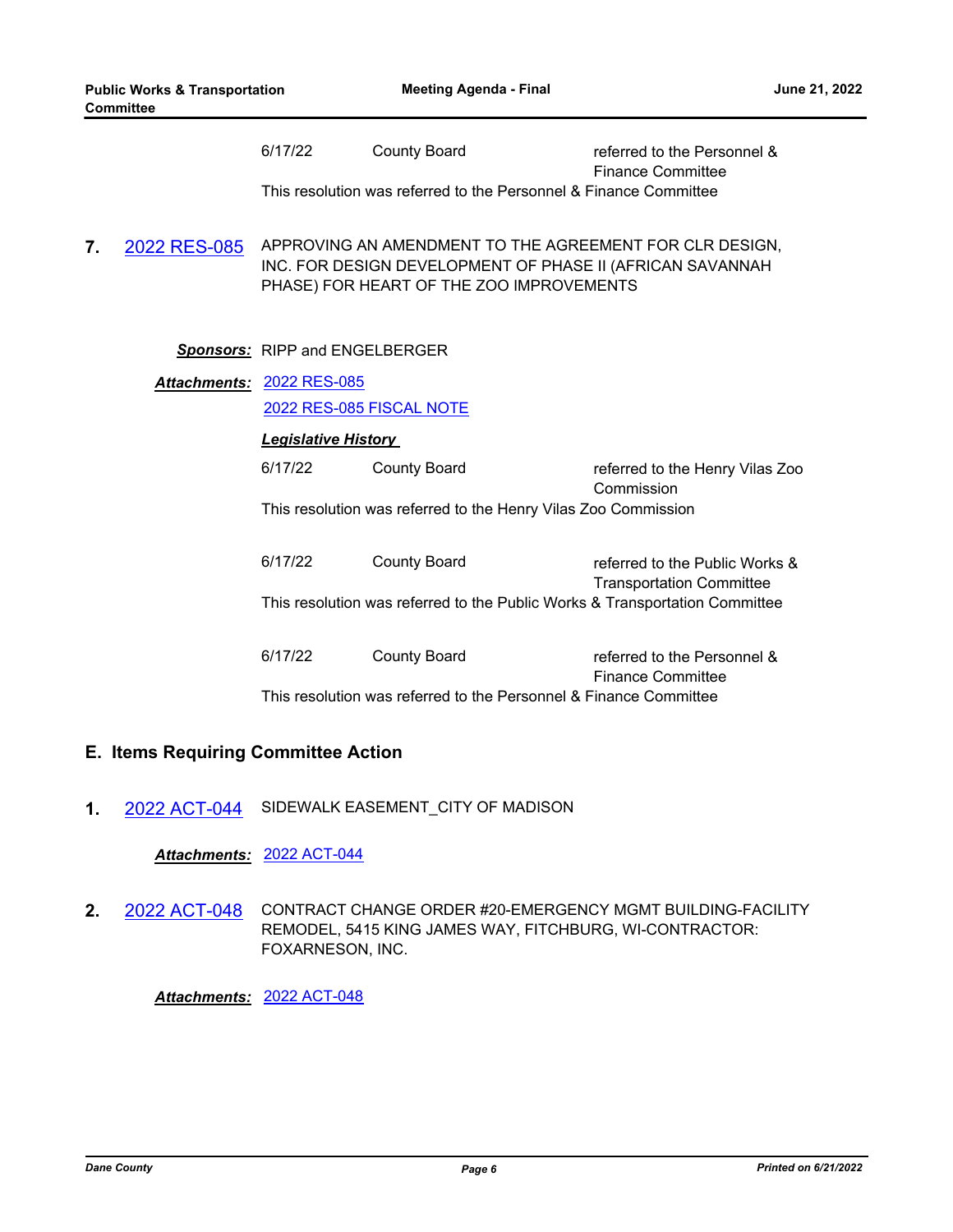| 6/17/22 | County Board | referred to the Personnel & Finance Committee |
|---|---|---|

This resolution was referred to the Personnel & Finance Committee

**7.** [2022 RES-085](2022 RES-085) APPROVING AN AMENDMENT TO THE AGREEMENT FOR CLR DESIGN, INC. FOR DESIGN DEVELOPMENT OF PHASE II (AFRICAN SAVANNAH PHASE) FOR HEART OF THE ZOO IMPROVEMENTS

***Sponsors:*** RIPP and ENGELBERGER

***Attachments:*** 2022 RES-085
2022 RES-085 FISCAL NOTE

***Legislative History***

| 6/17/22 | County Board | referred to the Henry Vilas Zoo Commission |
|---|---|---|

This resolution was referred to the Henry Vilas Zoo Commission

| 6/17/22 | County Board | referred to the Public Works & Transportation Committee |
|---|---|---|

This resolution was referred to the Public Works & Transportation Committee

| 6/17/22 | County Board | referred to the Personnel & Finance Committee |
|---|---|---|

This resolution was referred to the Personnel & Finance Committee

## E. Items Requiring Committee Action

**1.** 2022 ACT-044 SIDEWALK EASEMENT_CITY OF MADISON

***Attachments:*** 2022 ACT-044

**2.** 2022 ACT-048 CONTRACT CHANGE ORDER #20-EMERGENCY MGMT BUILDING-FACILITY REMODEL, 5415 KING JAMES WAY, FITCHBURG, WI-CONTRACTOR: FOXARNESON, INC.

***Attachments:*** 2022 ACT-048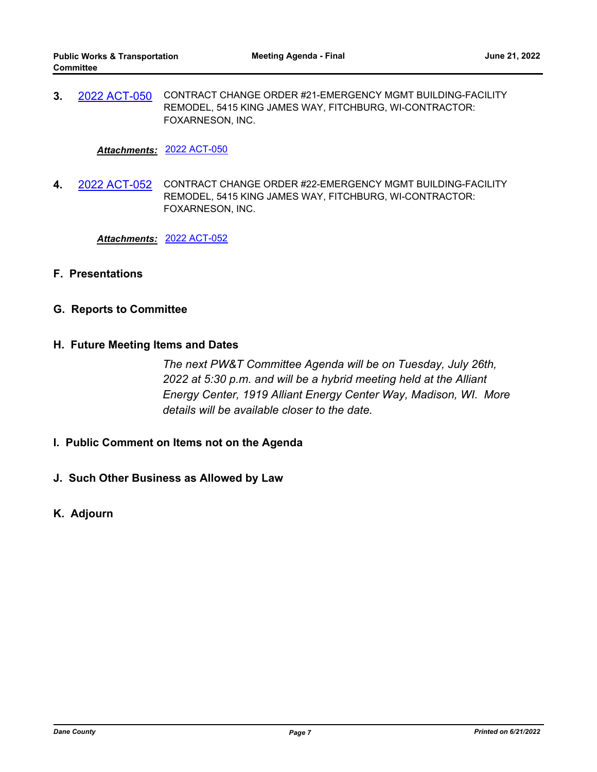3. 2022 ACT-050 CONTRACT CHANGE ORDER #21-EMERGENCY MGMT BUILDING-FACILITY REMODEL, 5415 KING JAMES WAY, FITCHBURG, WI-CONTRACTOR: FOXARNESON, INC.

   ***Attachments:*** 2022 ACT-050

4. 2022 ACT-052 CONTRACT CHANGE ORDER #22-EMERGENCY MGMT BUILDING-FACILITY REMODEL, 5415 KING JAMES WAY, FITCHBURG, WI-CONTRACTOR: FOXARNESON, INC.

   ***Attachments:*** 2022 ACT-052

## F. Presentations

## G. Reports to Committee

## H. Future Meeting Items and Dates

*The next PW&T Committee Agenda will be on Tuesday, July 26th, 2022 at 5:30 p.m. and will be a hybrid meeting held at the Alliant Energy Center, 1919 Alliant Energy Center Way, Madison, WI. More details will be available closer to the date.*

## I. Public Comment on Items not on the Agenda

## J. Such Other Business as Allowed by Law

## K. Adjourn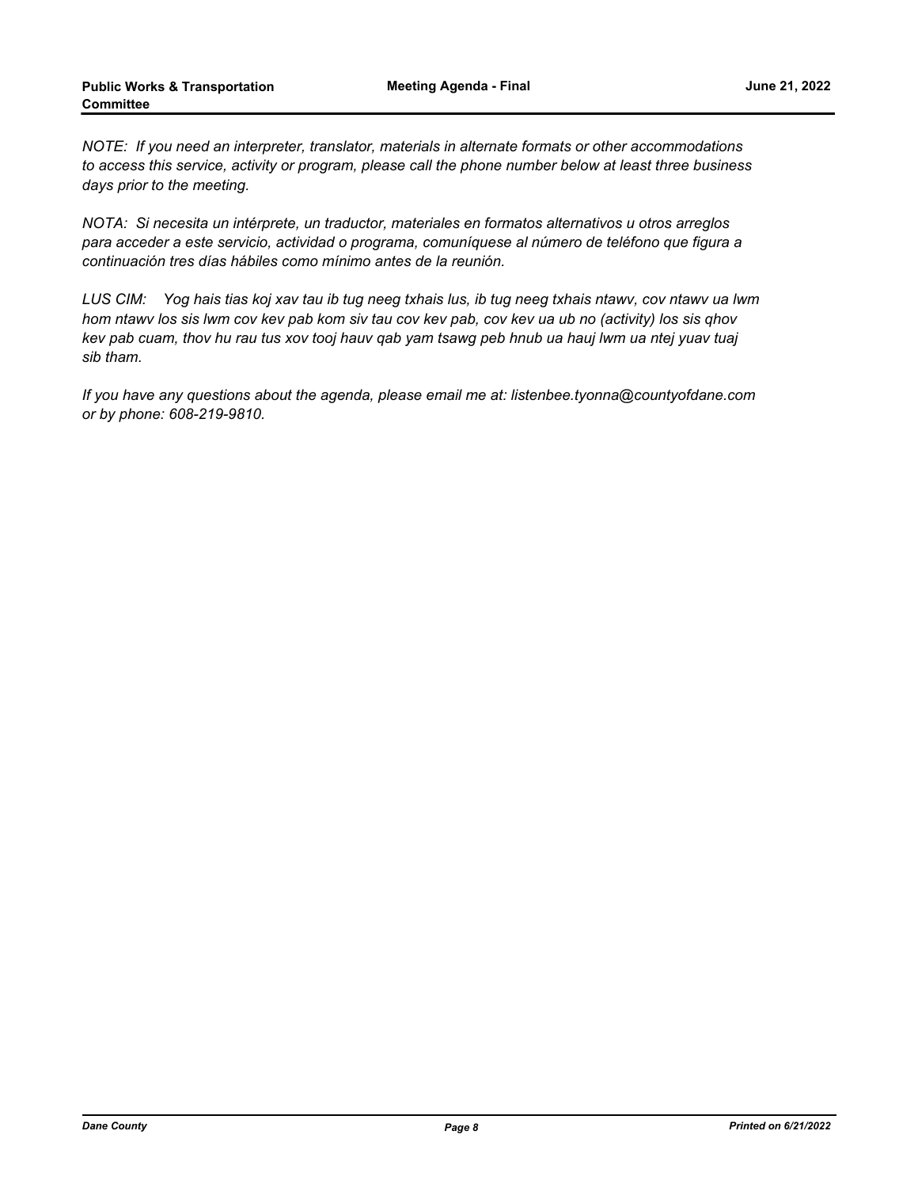*NOTE: If you need an interpreter, translator, materials in alternate formats or other accommodations to access this service, activity or program, please call the phone number below at least three business days prior to the meeting.*

*NOTA: Si necesita un intérprete, un traductor, materiales en formatos alternativos u otros arreglos para acceder a este servicio, actividad o programa, comuníquese al número de teléfono que figura a continuación tres días hábiles como mínimo antes de la reunión.*

*LUS CIM: Yog hais tias koj xav tau ib tug neeg txhais lus, ib tug neeg txhais ntawv, cov ntawv ua lwm hom ntawv los sis lwm cov kev pab kom siv tau cov kev pab, cov kev ua ub no (activity) los sis qhov kev pab cuam, thov hu rau tus xov tooj hauv qab yam tsawg peb hnub ua hauj lwm ua ntej yuav tuaj sib tham.*

*If you have any questions about the agenda, please email me at: listenbee.tyonna@countyofdane.com or by phone: 608-219-9810.*